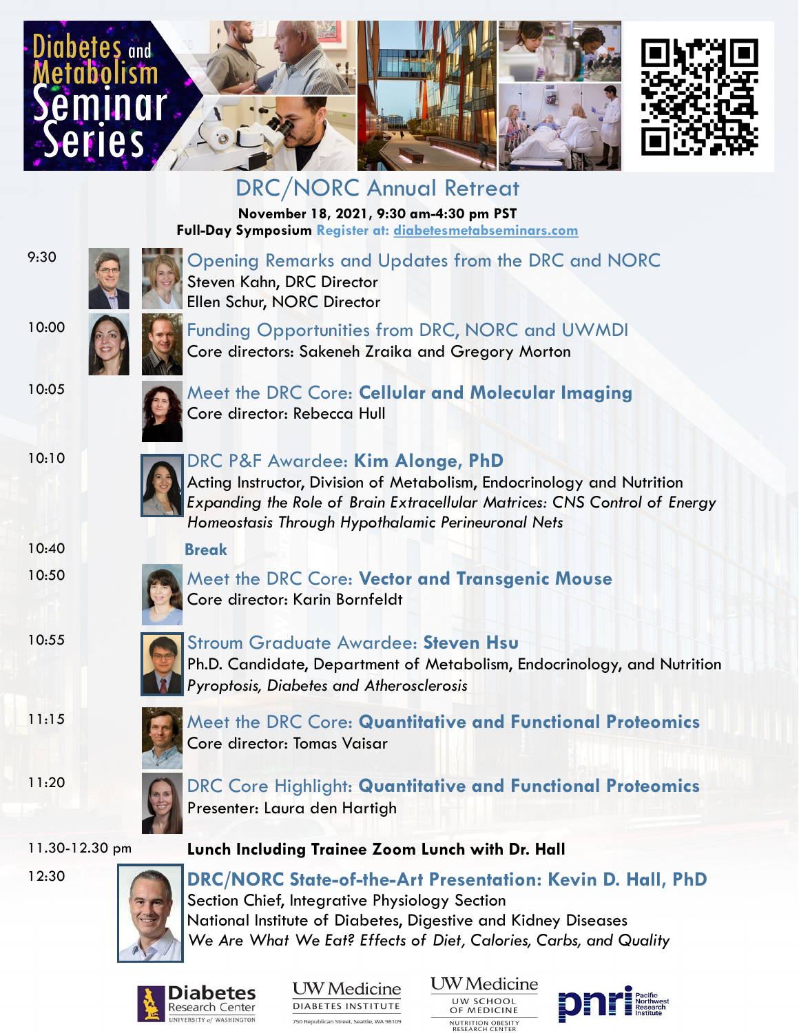# Diabetes and Metabolism Seminar Series

## DRC/NORC Annual Retreat

**November 18, 2021, 9:30 am-4:30 pm PST**

**Full-Day Symposium** Register at: diabetesmetabseminars.com

**9:30** — Opening Remarks and Updates from the DRC and NORC
Steven Kahn, DRC Director
Ellen Schur, NORC Director

**10:00** — Funding Opportunities from DRC, NORC and UWMDI
Core directors: Sakeneh Zraika and Gregory Morton

**10:05** — Meet the DRC Core: **Cellular and Molecular Imaging**
Core director: Rebecca Hull

**10:10** — DRC P&F Awardee: **Kim Alonge, PhD**
Acting Instructor, Division of Metabolism, Endocrinology and Nutrition
*Expanding the Role of Brain Extracellular Matrices: CNS Control of Energy Homeostasis Through Hypothalamic Perineuronal Nets*

**10:40** — **Break**

**10:50** — Meet the DRC Core: **Vector and Transgenic Mouse**
Core director: Karin Bornfeldt

**10:55** — Stroum Graduate Awardee: **Steven Hsu**
Ph.D. Candidate, Department of Metabolism, Endocrinology, and Nutrition
*Pyroptosis, Diabetes and Atherosclerosis*

**11:15** — Meet the DRC Core: **Quantitative and Functional Proteomics**
Core director: Tomas Vaisar

**11:20** — DRC Core Highlight: **Quantitative and Functional Proteomics**
Presenter: Laura den Hartigh

**11.30-12.30 pm** — **Lunch Including Trainee Zoom Lunch with Dr. Hall**

**12:30** — **DRC/NORC State-of-the-Art Presentation: Kevin D. Hall, PhD**
Section Chief, Integrative Physiology Section
National Institute of Diabetes, Digestive and Kidney Diseases
*We Are What We Eat? Effects of Diet, Calories, Carbs, and Quality*

Diabetes Research Center, University of Washington | UW Medicine Diabetes Institute, 750 Republican Street, Seattle, WA 98109 | UW Medicine UW School of Medicine Nutrition Obesity Research Center | pnri Pacific Northwest Research Institute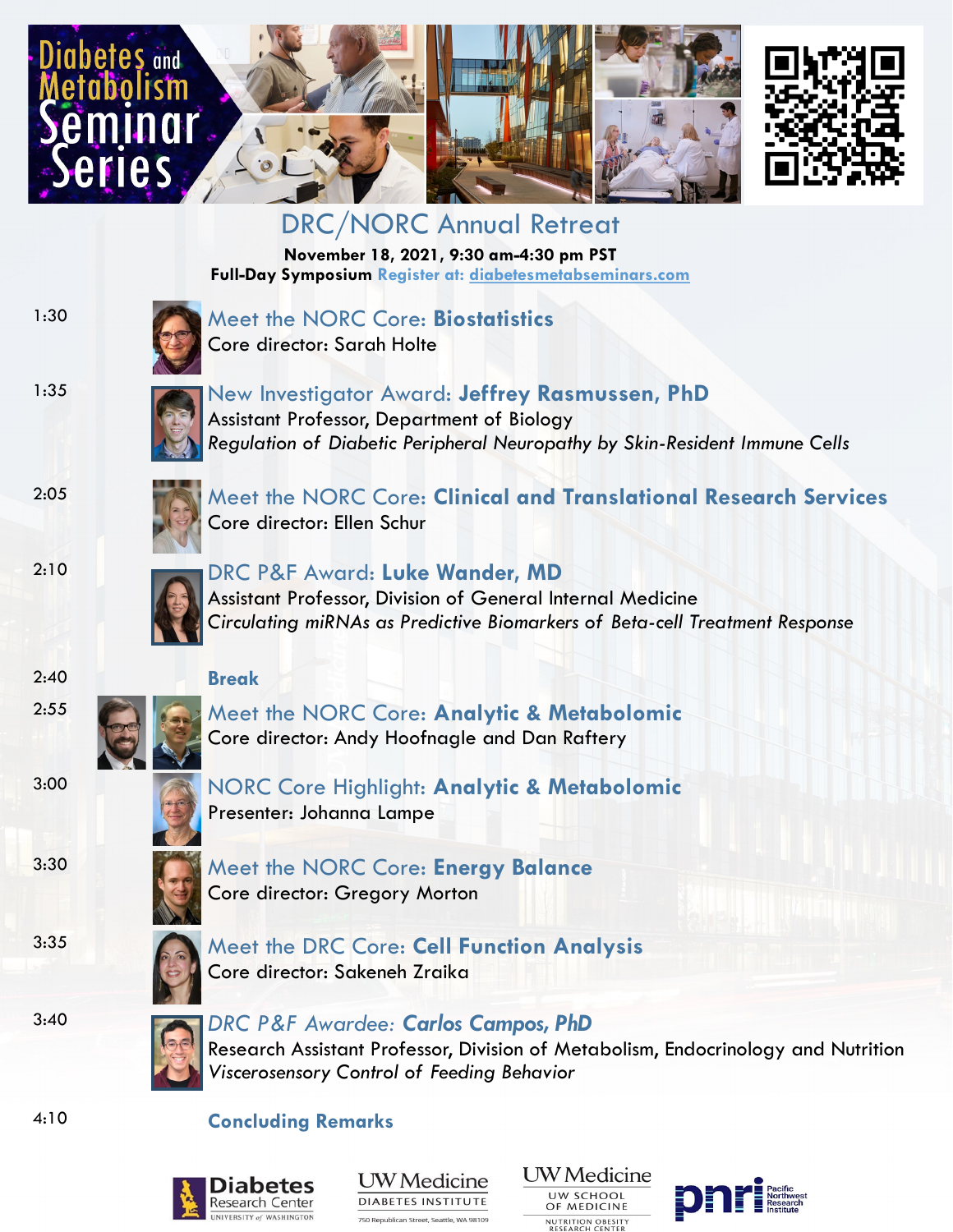# Diabetes and Metabolism Seminar Series

## DRC/NORC Annual Retreat

**November 18, 2021, 9:30 am-4:30 pm PST**
**Full-Day Symposium** Register at: diabetesmetabseminars.com

**1:30** — Meet the NORC Core: **Biostatistics**
Core director: Sarah Holte

**1:35** — New Investigator Award: **Jeffrey Rasmussen, PhD**
Assistant Professor, Department of Biology
*Regulation of Diabetic Peripheral Neuropathy by Skin-Resident Immune Cells*

**2:05** — Meet the NORC Core: **Clinical and Translational Research Services**
Core director: Ellen Schur

**2:10** — DRC P&F Award: **Luke Wander, MD**
Assistant Professor, Division of General Internal Medicine
*Circulating miRNAs as Predictive Biomarkers of Beta-cell Treatment Response*

**2:40** — **Break**

**2:55** — Meet the NORC Core: **Analytic & Metabolomic**
Core director: Andy Hoofnagle and Dan Raftery

**3:00** — NORC Core Highlight: **Analytic & Metabolomic**
Presenter: Johanna Lampe

**3:30** — Meet the NORC Core: **Energy Balance**
Core director: Gregory Morton

**3:35** — Meet the DRC Core: **Cell Function Analysis**
Core director: Sakeneh Zraika

**3:40** — *DRC P&F Awardee:* ***Carlos Campos, PhD***
Research Assistant Professor, Division of Metabolism, Endocrinology and Nutrition
*Viscerosensory Control of Feeding Behavior*

**4:10** — **Concluding Remarks**

Diabetes Research Center, University of Washington
UW Medicine Diabetes Institute, 750 Republican Street, Seattle, WA 98109
UW Medicine UW School of Medicine Nutrition Obesity Research Center
pnri Pacific Northwest Research Institute